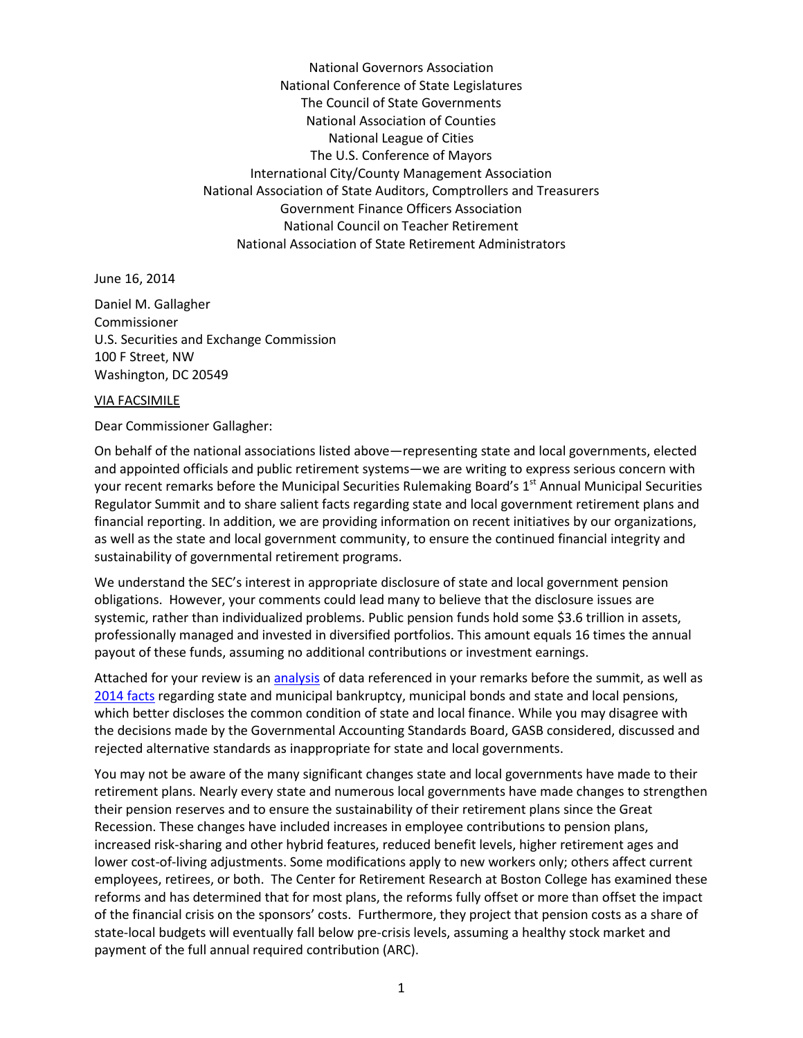National Governors Association
National Conference of State Legislatures
The Council of State Governments
National Association of Counties
National League of Cities
The U.S. Conference of Mayors
International City/County Management Association
National Association of State Auditors, Comptrollers and Treasurers
Government Finance Officers Association
National Council on Teacher Retirement
National Association of State Retirement Administrators

June 16, 2014

Daniel M. Gallagher
Commissioner
U.S. Securities and Exchange Commission
100 F Street, NW
Washington, DC 20549

VIA FACSIMILE

Dear Commissioner Gallagher:

On behalf of the national associations listed above—representing state and local governments, elected and appointed officials and public retirement systems—we are writing to express serious concern with your recent remarks before the Municipal Securities Rulemaking Board's 1st Annual Municipal Securities Regulator Summit and to share salient facts regarding state and local government retirement plans and financial reporting. In addition, we are providing information on recent initiatives by our organizations, as well as the state and local government community, to ensure the continued financial integrity and sustainability of governmental retirement programs.

We understand the SEC's interest in appropriate disclosure of state and local government pension obligations. However, your comments could lead many to believe that the disclosure issues are systemic, rather than individualized problems. Public pension funds hold some $3.6 trillion in assets, professionally managed and invested in diversified portfolios. This amount equals 16 times the annual payout of these funds, assuming no additional contributions or investment earnings.

Attached for your review is an analysis of data referenced in your remarks before the summit, as well as 2014 facts regarding state and municipal bankruptcy, municipal bonds and state and local pensions, which better discloses the common condition of state and local finance. While you may disagree with the decisions made by the Governmental Accounting Standards Board, GASB considered, discussed and rejected alternative standards as inappropriate for state and local governments.

You may not be aware of the many significant changes state and local governments have made to their retirement plans. Nearly every state and numerous local governments have made changes to strengthen their pension reserves and to ensure the sustainability of their retirement plans since the Great Recession. These changes have included increases in employee contributions to pension plans, increased risk-sharing and other hybrid features, reduced benefit levels, higher retirement ages and lower cost-of-living adjustments. Some modifications apply to new workers only; others affect current employees, retirees, or both. The Center for Retirement Research at Boston College has examined these reforms and has determined that for most plans, the reforms fully offset or more than offset the impact of the financial crisis on the sponsors' costs. Furthermore, they project that pension costs as a share of state-local budgets will eventually fall below pre-crisis levels, assuming a healthy stock market and payment of the full annual required contribution (ARC).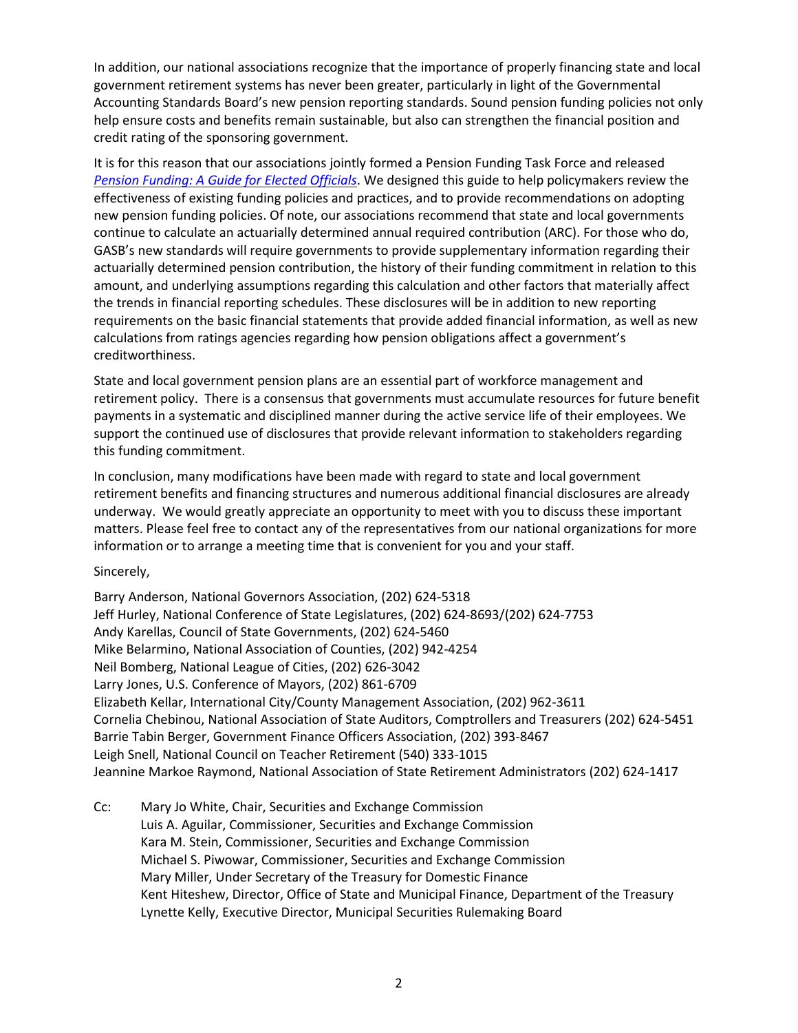In addition, our national associations recognize that the importance of properly financing state and local government retirement systems has never been greater, particularly in light of the Governmental Accounting Standards Board's new pension reporting standards. Sound pension funding policies not only help ensure costs and benefits remain sustainable, but also can strengthen the financial position and credit rating of the sponsoring government.

It is for this reason that our associations jointly formed a Pension Funding Task Force and released *Pension Funding: A Guide for Elected Officials*. We designed this guide to help policymakers review the effectiveness of existing funding policies and practices, and to provide recommendations on adopting new pension funding policies. Of note, our associations recommend that state and local governments continue to calculate an actuarially determined annual required contribution (ARC). For those who do, GASB's new standards will require governments to provide supplementary information regarding their actuarially determined pension contribution, the history of their funding commitment in relation to this amount, and underlying assumptions regarding this calculation and other factors that materially affect the trends in financial reporting schedules. These disclosures will be in addition to new reporting requirements on the basic financial statements that provide added financial information, as well as new calculations from ratings agencies regarding how pension obligations affect a government's creditworthiness.

State and local government pension plans are an essential part of workforce management and retirement policy. There is a consensus that governments must accumulate resources for future benefit payments in a systematic and disciplined manner during the active service life of their employees. We support the continued use of disclosures that provide relevant information to stakeholders regarding this funding commitment.

In conclusion, many modifications have been made with regard to state and local government retirement benefits and financing structures and numerous additional financial disclosures are already underway. We would greatly appreciate an opportunity to meet with you to discuss these important matters. Please feel free to contact any of the representatives from our national organizations for more information or to arrange a meeting time that is convenient for you and your staff.

Sincerely,

Barry Anderson, National Governors Association, (202) 624-5318
Jeff Hurley, National Conference of State Legislatures, (202) 624-8693/(202) 624-7753
Andy Karellas, Council of State Governments, (202) 624-5460
Mike Belarmino, National Association of Counties, (202) 942-4254
Neil Bomberg, National League of Cities, (202) 626-3042
Larry Jones, U.S. Conference of Mayors, (202) 861-6709
Elizabeth Kellar, International City/County Management Association, (202) 962-3611
Cornelia Chebinou, National Association of State Auditors, Comptrollers and Treasurers (202) 624-5451
Barrie Tabin Berger, Government Finance Officers Association, (202) 393-8467
Leigh Snell, National Council on Teacher Retirement (540) 333-1015
Jeannine Markoe Raymond, National Association of State Retirement Administrators (202) 624-1417

Cc: Mary Jo White, Chair, Securities and Exchange Commission
Luis A. Aguilar, Commissioner, Securities and Exchange Commission
Kara M. Stein, Commissioner, Securities and Exchange Commission
Michael S. Piwowar, Commissioner, Securities and Exchange Commission
Mary Miller, Under Secretary of the Treasury for Domestic Finance
Kent Hiteshew, Director, Office of State and Municipal Finance, Department of the Treasury
Lynette Kelly, Executive Director, Municipal Securities Rulemaking Board